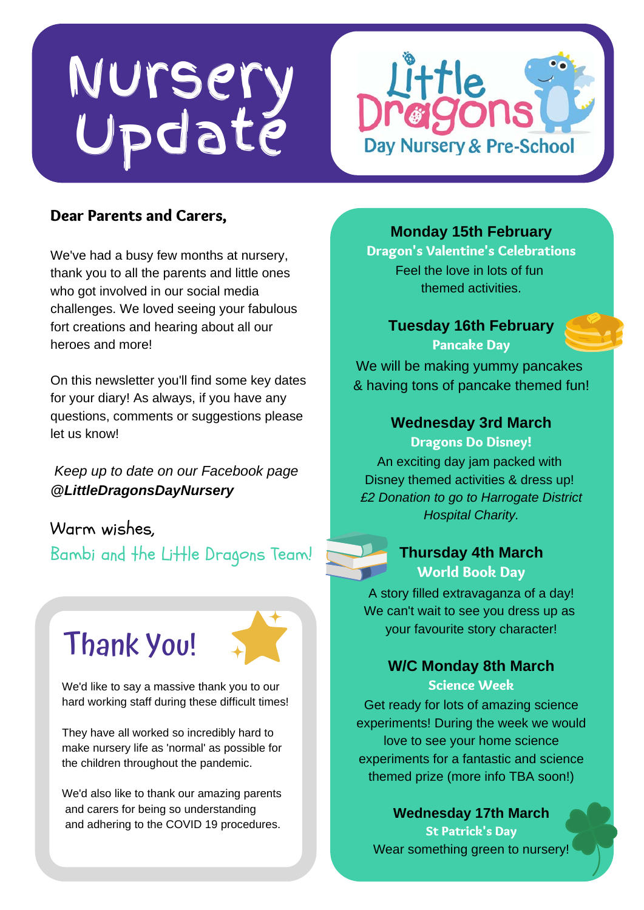# Nursery Update

Little Dragons Day Nursery & Pre-School

**Dear Parents and Carers,**

We've had a busy few months at nursery, thank you to all the parents and little ones who got involved in our social media challenges. We loved seeing your fabulous fort creations and hearing about all our heroes and more!

On this newsletter you'll find some key dates for your diary! As always, if you have any questions, comments or suggestions please let us know!

*Keep up to date on our Facebook page* ***@LittleDragonsDayNursery***

Warm wishes,

Bambi and the Little Dragons Team!

## Thank You!

We'd like to say a massive thank you to our hard working staff during these difficult times!

They have all worked so incredibly hard to make nursery life as 'normal' as possible for the children throughout the pandemic.

We'd also like to thank our amazing parents and carers for being so understanding and adhering to the COVID 19 procedures.

### Monday 15th February

**Dragon's Valentine's Celebrations**

Feel the love in lots of fun themed activities.

### Tuesday 16th February

**Pancake Day**

We will be making yummy pancakes & having tons of pancake themed fun!

### Wednesday 3rd March

**Dragons Do Disney!**

An exciting day jam packed with Disney themed activities & dress up! *£2 Donation to go to Harrogate District Hospital Charity.*

### Thursday 4th March

**World Book Day**

A story filled extravaganza of a day! We can't wait to see you dress up as your favourite story character!

### W/C Monday 8th March

**Science Week**

Get ready for lots of amazing science experiments! During the week we would love to see your home science experiments for a fantastic and science themed prize (more info TBA soon!)

### Wednesday 17th March

**St Patrick's Day**

Wear something green to nursery!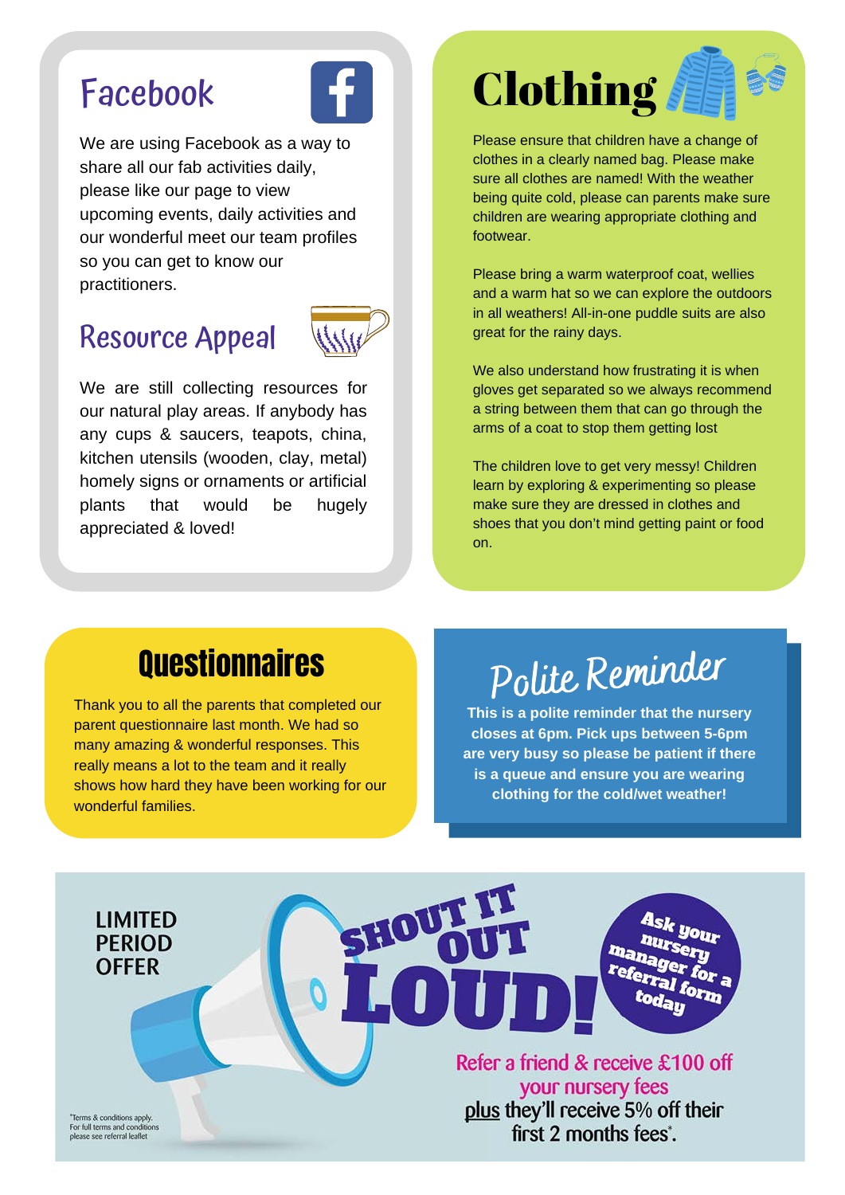## Facebook

We are using Facebook as a way to share all our fab activities daily, please like our page to view upcoming events, daily activities and our wonderful meet our team profiles so you can get to know our practitioners.

## Resource Appeal

We are still collecting resources for our natural play areas. If anybody has any cups & saucers, teapots, china, kitchen utensils (wooden, clay, metal) homely signs or ornaments or artificial plants that would be hugely appreciated & loved!

## Clothing

Please ensure that children have a change of clothes in a clearly named bag. Please make sure all clothes are named! With the weather being quite cold, please can parents make sure children are wearing appropriate clothing and footwear.

Please bring a warm waterproof coat, wellies and a warm hat so we can explore the outdoors in all weathers! All-in-one puddle suits are also great for the rainy days.

We also understand how frustrating it is when gloves get separated so we always recommend a string between them that can go through the arms of a coat to stop them getting lost

The children love to get very messy! Children learn by exploring & experimenting so please make sure they are dressed in clothes and shoes that you don't mind getting paint or food on.

## Questionnaires

Thank you to all the parents that completed our parent questionnaire last month. We had so many amazing & wonderful responses. This really means a lot to the team and it really shows how hard they have been working for our wonderful families.

## Polite Reminder

**This is a polite reminder that the nursery closes at 6pm. Pick ups between 5-6pm are very busy so please be patient if there is a queue and ensure you are wearing clothing for the cold/wet weather!**

**LIMITED PERIOD OFFER**

**SHOUT IT OUT LOUD!**

**Ask your nursery manager for a referral form today**

Refer a friend & receive £100 off your nursery fees
plus they'll receive 5% off their first 2 months fees*.

*Terms & conditions apply. For full terms and conditions please see referral leaflet